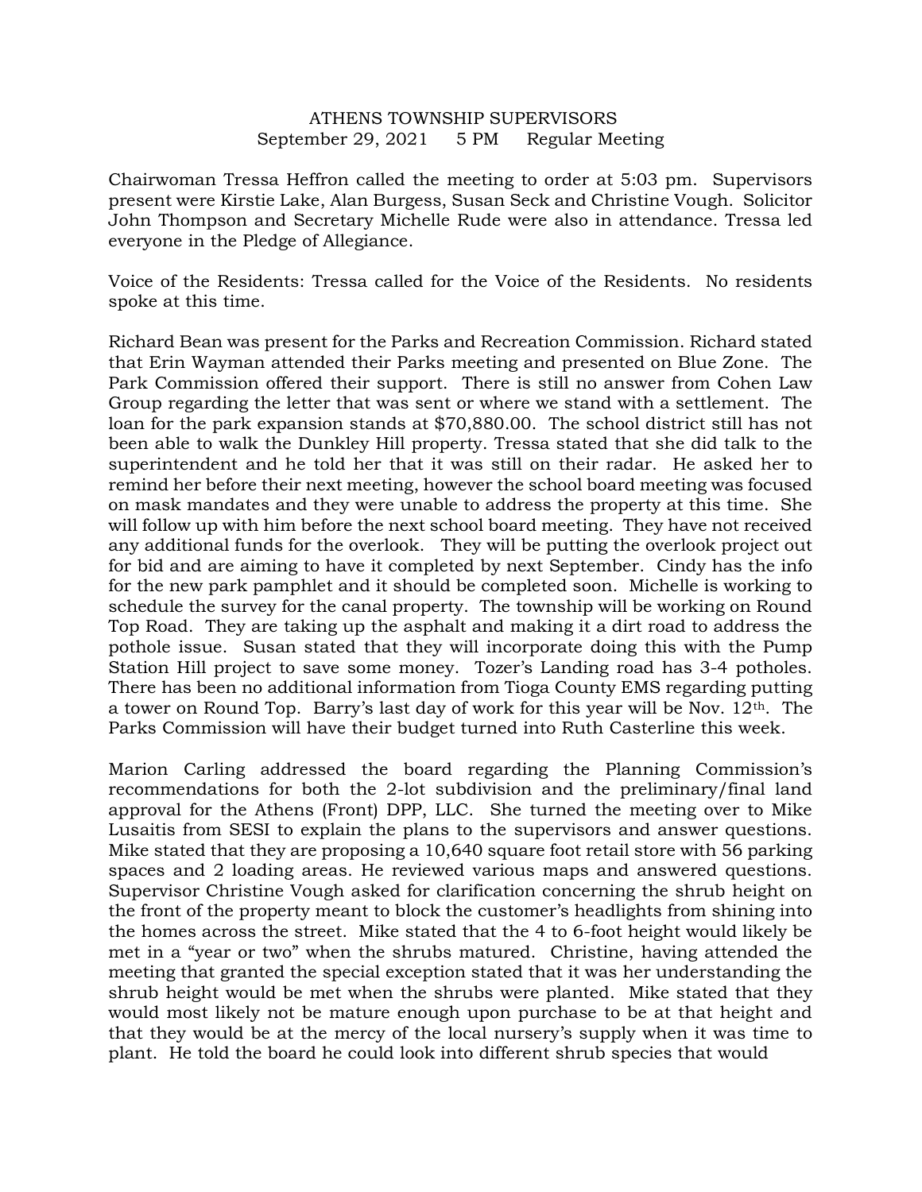# ATHENS TOWNSHIP SUPERVISORS

September 29, 2021 5 PM Regular Meeting

Chairwoman Tressa Heffron called the meeting to order at 5:03 pm. Supervisors present were Kirstie Lake, Alan Burgess, Susan Seck and Christine Vough. Solicitor John Thompson and Secretary Michelle Rude were also in attendance. Tressa led everyone in the Pledge of Allegiance.

Voice of the Residents: Tressa called for the Voice of the Residents. No residents spoke at this time.

Richard Bean was present for the Parks and Recreation Commission. Richard stated that Erin Wayman attended their Parks meeting and presented on Blue Zone. The Park Commission offered their support. There is still no answer from Cohen Law Group regarding the letter that was sent or where we stand with a settlement. The loan for the park expansion stands at $70,880.00. The school district still has not been able to walk the Dunkley Hill property. Tressa stated that she did talk to the superintendent and he told her that it was still on their radar. He asked her to remind her before their next meeting, however the school board meeting was focused on mask mandates and they were unable to address the property at this time. She will follow up with him before the next school board meeting. They have not received any additional funds for the overlook. They will be putting the overlook project out for bid and are aiming to have it completed by next September. Cindy has the info for the new park pamphlet and it should be completed soon. Michelle is working to schedule the survey for the canal property. The township will be working on Round Top Road. They are taking up the asphalt and making it a dirt road to address the pothole issue. Susan stated that they will incorporate doing this with the Pump Station Hill project to save some money. Tozer's Landing road has 3-4 potholes. There has been no additional information from Tioga County EMS regarding putting a tower on Round Top. Barry's last day of work for this year will be Nov. 12th. The Parks Commission will have their budget turned into Ruth Casterline this week.

Marion Carling addressed the board regarding the Planning Commission's recommendations for both the 2-lot subdivision and the preliminary/final land approval for the Athens (Front) DPP, LLC. She turned the meeting over to Mike Lusaitis from SESI to explain the plans to the supervisors and answer questions. Mike stated that they are proposing a 10,640 square foot retail store with 56 parking spaces and 2 loading areas. He reviewed various maps and answered questions. Supervisor Christine Vough asked for clarification concerning the shrub height on the front of the property meant to block the customer's headlights from shining into the homes across the street. Mike stated that the 4 to 6-foot height would likely be met in a "year or two" when the shrubs matured. Christine, having attended the meeting that granted the special exception stated that it was her understanding the shrub height would be met when the shrubs were planted. Mike stated that they would most likely not be mature enough upon purchase to be at that height and that they would be at the mercy of the local nursery's supply when it was time to plant. He told the board he could look into different shrub species that would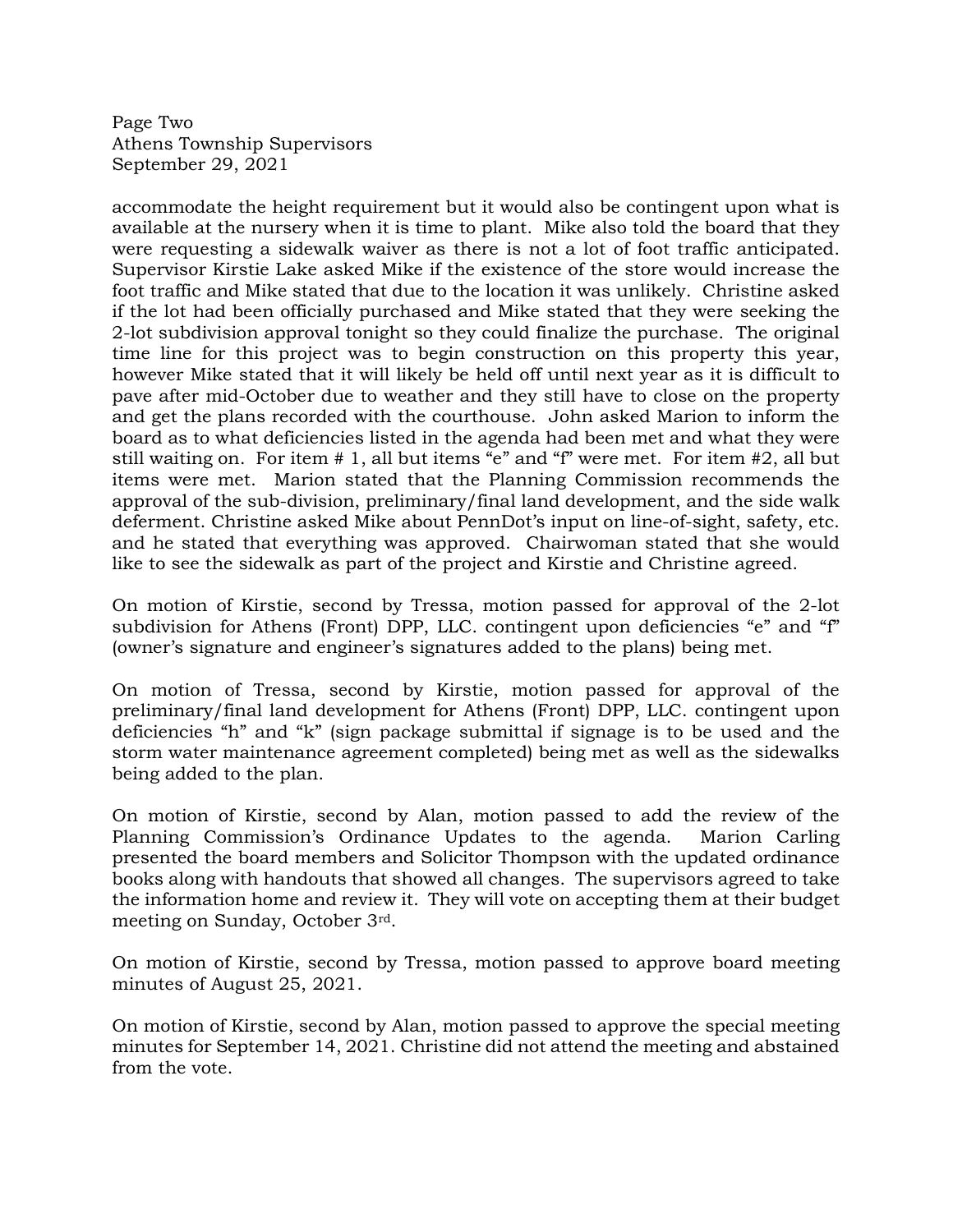accommodate the height requirement but it would also be contingent upon what is available at the nursery when it is time to plant. Mike also told the board that they were requesting a sidewalk waiver as there is not a lot of foot traffic anticipated. Supervisor Kirstie Lake asked Mike if the existence of the store would increase the foot traffic and Mike stated that due to the location it was unlikely. Christine asked if the lot had been officially purchased and Mike stated that they were seeking the 2-lot subdivision approval tonight so they could finalize the purchase. The original time line for this project was to begin construction on this property this year, however Mike stated that it will likely be held off until next year as it is difficult to pave after mid-October due to weather and they still have to close on the property and get the plans recorded with the courthouse. John asked Marion to inform the board as to what deficiencies listed in the agenda had been met and what they were still waiting on. For item # 1, all but items "e" and "f" were met. For item #2, all but items were met. Marion stated that the Planning Commission recommends the approval of the sub-division, preliminary/final land development, and the side walk deferment. Christine asked Mike about PennDot's input on line-of-sight, safety, etc. and he stated that everything was approved. Chairwoman stated that she would like to see the sidewalk as part of the project and Kirstie and Christine agreed.

On motion of Kirstie, second by Tressa, motion passed for approval of the 2-lot subdivision for Athens (Front) DPP, LLC. contingent upon deficiencies "e" and "f" (owner's signature and engineer's signatures added to the plans) being met.

On motion of Tressa, second by Kirstie, motion passed for approval of the preliminary/final land development for Athens (Front) DPP, LLC. contingent upon deficiencies "h" and "k" (sign package submittal if signage is to be used and the storm water maintenance agreement completed) being met as well as the sidewalks being added to the plan.

On motion of Kirstie, second by Alan, motion passed to add the review of the Planning Commission's Ordinance Updates to the agenda. Marion Carling presented the board members and Solicitor Thompson with the updated ordinance books along with handouts that showed all changes. The supervisors agreed to take the information home and review it. They will vote on accepting them at their budget meeting on Sunday, October 3rd.

On motion of Kirstie, second by Tressa, motion passed to approve board meeting minutes of August 25, 2021.

On motion of Kirstie, second by Alan, motion passed to approve the special meeting minutes for September 14, 2021. Christine did not attend the meeting and abstained from the vote.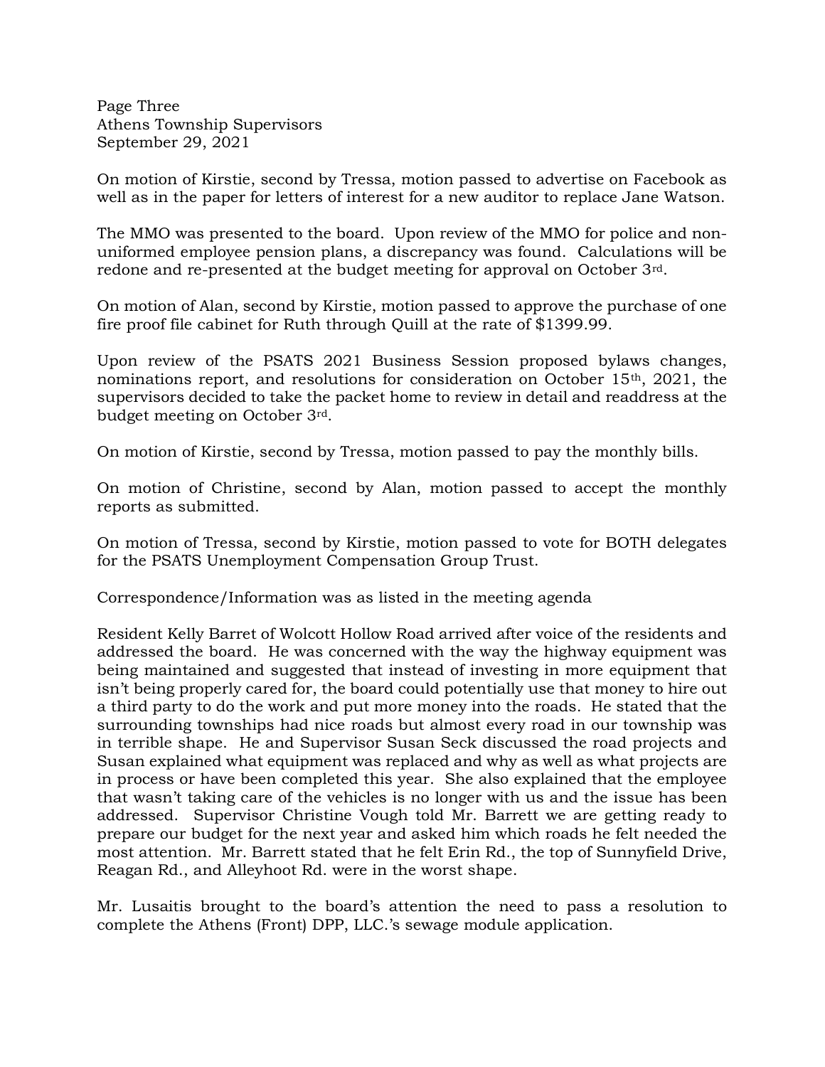On motion of Kirstie, second by Tressa, motion passed to advertise on Facebook as well as in the paper for letters of interest for a new auditor to replace Jane Watson.

The MMO was presented to the board. Upon review of the MMO for police and non-uniformed employee pension plans, a discrepancy was found. Calculations will be redone and re-presented at the budget meeting for approval on October 3rd.

On motion of Alan, second by Kirstie, motion passed to approve the purchase of one fire proof file cabinet for Ruth through Quill at the rate of $1399.99.

Upon review of the PSATS 2021 Business Session proposed bylaws changes, nominations report, and resolutions for consideration on October 15th, 2021, the supervisors decided to take the packet home to review in detail and readdress at the budget meeting on October 3rd.

On motion of Kirstie, second by Tressa, motion passed to pay the monthly bills.

On motion of Christine, second by Alan, motion passed to accept the monthly reports as submitted.

On motion of Tressa, second by Kirstie, motion passed to vote for BOTH delegates for the PSATS Unemployment Compensation Group Trust.

Correspondence/Information was as listed in the meeting agenda

Resident Kelly Barret of Wolcott Hollow Road arrived after voice of the residents and addressed the board. He was concerned with the way the highway equipment was being maintained and suggested that instead of investing in more equipment that isn't being properly cared for, the board could potentially use that money to hire out a third party to do the work and put more money into the roads. He stated that the surrounding townships had nice roads but almost every road in our township was in terrible shape. He and Supervisor Susan Seck discussed the road projects and Susan explained what equipment was replaced and why as well as what projects are in process or have been completed this year. She also explained that the employee that wasn't taking care of the vehicles is no longer with us and the issue has been addressed. Supervisor Christine Vough told Mr. Barrett we are getting ready to prepare our budget for the next year and asked him which roads he felt needed the most attention. Mr. Barrett stated that he felt Erin Rd., the top of Sunnyfield Drive, Reagan Rd., and Alleyhoot Rd. were in the worst shape.

Mr. Lusaitis brought to the board's attention the need to pass a resolution to complete the Athens (Front) DPP, LLC.'s sewage module application.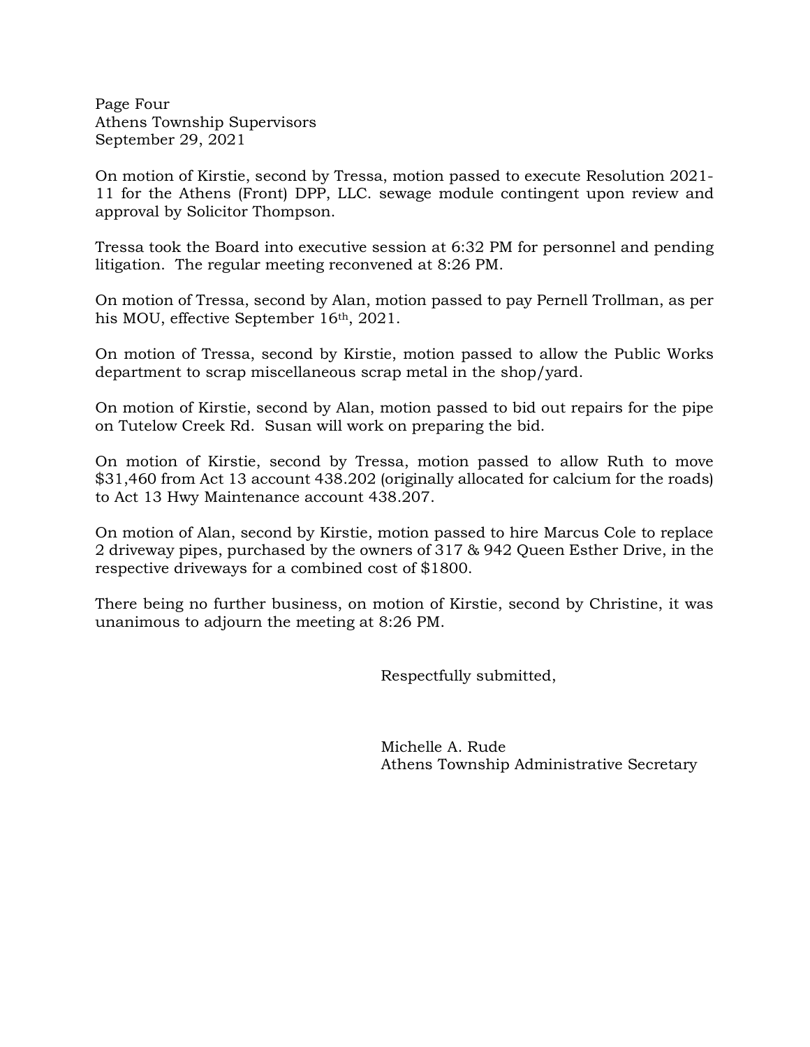On motion of Kirstie, second by Tressa, motion passed to execute Resolution 2021-11 for the Athens (Front) DPP, LLC. sewage module contingent upon review and approval by Solicitor Thompson.

Tressa took the Board into executive session at 6:32 PM for personnel and pending litigation. The regular meeting reconvened at 8:26 PM.

On motion of Tressa, second by Alan, motion passed to pay Pernell Trollman, as per his MOU, effective September 16th, 2021.

On motion of Tressa, second by Kirstie, motion passed to allow the Public Works department to scrap miscellaneous scrap metal in the shop/yard.

On motion of Kirstie, second by Alan, motion passed to bid out repairs for the pipe on Tutelow Creek Rd. Susan will work on preparing the bid.

On motion of Kirstie, second by Tressa, motion passed to allow Ruth to move $31,460 from Act 13 account 438.202 (originally allocated for calcium for the roads) to Act 13 Hwy Maintenance account 438.207.

On motion of Alan, second by Kirstie, motion passed to hire Marcus Cole to replace 2 driveway pipes, purchased by the owners of 317 & 942 Queen Esther Drive, in the respective driveways for a combined cost of $1800.

There being no further business, on motion of Kirstie, second by Christine, it was unanimous to adjourn the meeting at 8:26 PM.

Respectfully submitted,

Michelle A. Rude
Athens Township Administrative Secretary